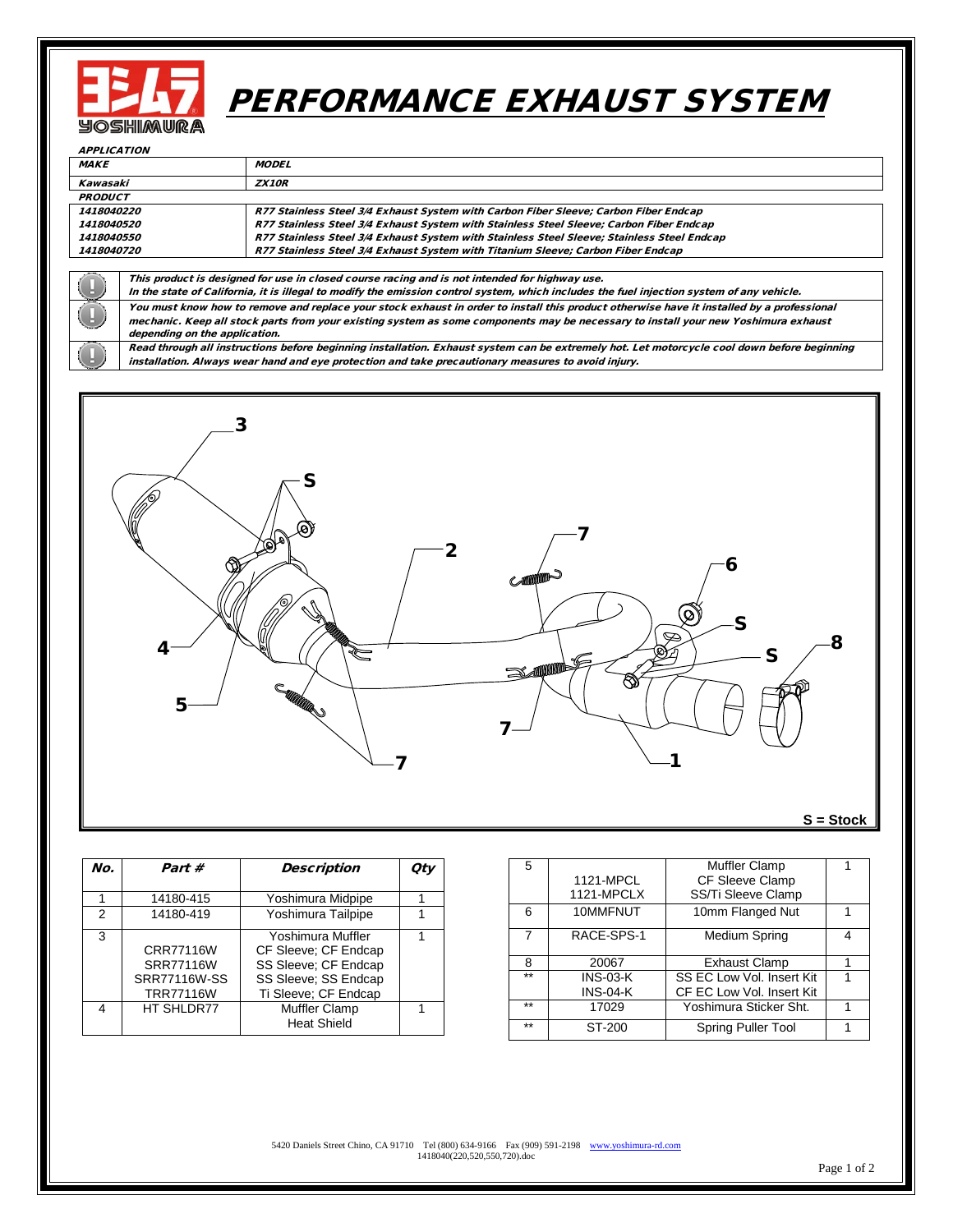# PERFORMANCE EXHAUST SYSTEM

*APPLICATION*

| *MAKE* | *MODEL* |
|---|---|
| *Kawasaki* | *ZX10R* |

*PRODUCT*

| | |
|---|---|
| *1418040220* | *R77 Stainless Steel 3/4 Exhaust System with Carbon Fiber Sleeve; Carbon Fiber Endcap* |
| *1418040520* | *R77 Stainless Steel 3/4 Exhaust System with Stainless Steel Sleeve; Carbon Fiber Endcap* |
| *1418040550* | *R77 Stainless Steel 3/4 Exhaust System with Stainless Steel Sleeve; Stainless Steel Endcap* |
| *1418040720* | *R77 Stainless Steel 3/4 Exhaust System with Titanium Sleeve; Carbon Fiber Endcap* |

- *This product is designed for use in closed course racing and is not intended for highway use. In the state of California, it is illegal to modify the emission control system, which includes the fuel injection system of any vehicle.*
- *You must know how to remove and replace your stock exhaust in order to install this product otherwise have it installed by a professional mechanic. Keep all stock parts from your existing system as some components may be necessary to install your new Yoshimura exhaust depending on the application.*
- *Read through all instructions before beginning installation. Exhaust system can be extremely hot. Let motorcycle cool down before beginning installation. Always wear hand and eye protection and take precautionary measures to avoid injury.*

S = Stock

| No. | Part # | Description | Qty |
|---|---|---|---|
| 1 | 14180-415 | Yoshimura Midpipe | 1 |
| 2 | 14180-419 | Yoshimura Tailpipe | 1 |
| 3 | CRR77116W<br>SRR77116W<br>SRR77116W-SS<br>TRR77116W | Yoshimura Muffler<br>CF Sleeve; CF Endcap<br>SS Sleeve; CF Endcap<br>SS Sleeve; SS Endcap<br>Ti Sleeve; CF Endcap | 1 |
| 4 | HT SHLDR77 | Muffler Clamp Heat Shield | 1 |
| 5 | 1121-MPCL<br>1121-MPCLX | Muffler Clamp<br>CF Sleeve Clamp<br>SS/Ti Sleeve Clamp | 1 |
| 6 | 10MMFNUT | 10mm Flanged Nut | 1 |
| 7 | RACE-SPS-1 | Medium Spring | 4 |
| 8 | 20067 | Exhaust Clamp | 1 |
| ** | INS-03-K<br>INS-04-K | SS EC Low Vol. Insert Kit<br>CF EC Low Vol. Insert Kit | 1 |
| ** | 17029 | Yoshimura Sticker Sht. | 1 |
| ** | ST-200 | Spring Puller Tool | 1 |

5420 Daniels Street Chino, CA 91710 Tel (800) 634-9166 Fax (909) 591-2198 www.yoshimura-rd.com
1418040(220,520,550,720).doc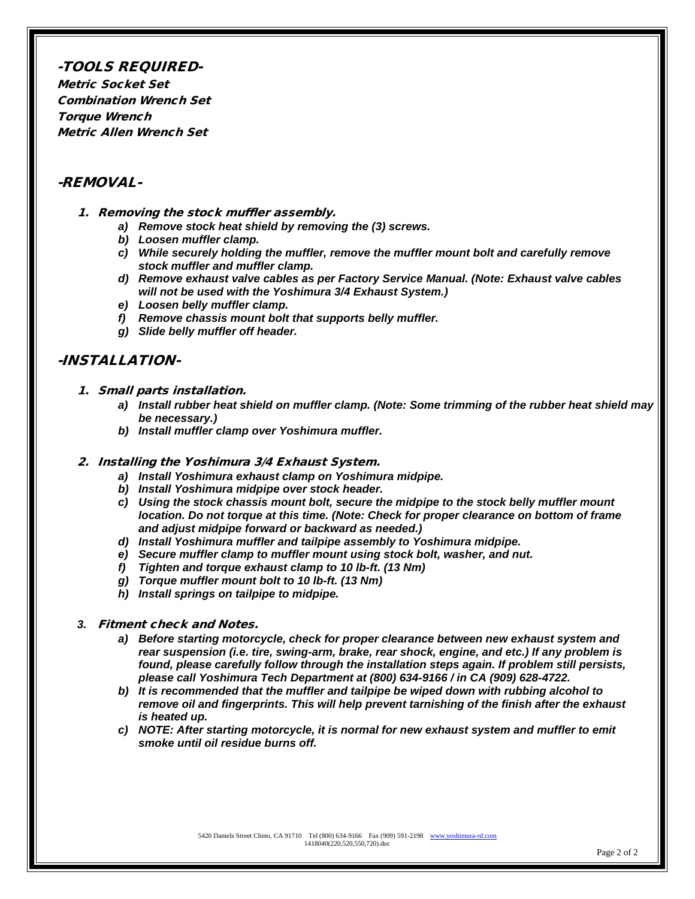## -TOOLS REQUIRED-

**Metric Socket Set**
**Combination Wrench Set**
**Torque Wrench**
**Metric Allen Wrench Set**

## -REMOVAL-

1. **Removing the stock muffler assembly.**
   a) ***Remove stock heat shield by removing the (3) screws.***
   b) ***Loosen muffler clamp.***
   c) ***While securely holding the muffler, remove the muffler mount bolt and carefully remove stock muffler and muffler clamp.***
   d) ***Remove exhaust valve cables as per Factory Service Manual. (Note: Exhaust valve cables will not be used with the Yoshimura 3/4 Exhaust System.)***
   e) ***Loosen belly muffler clamp.***
   f) ***Remove chassis mount bolt that supports belly muffler.***
   g) ***Slide belly muffler off header.***

## -INSTALLATION-

1. **Small parts installation.**
   a) ***Install rubber heat shield on muffler clamp. (Note: Some trimming of the rubber heat shield may be necessary.)***
   b) ***Install muffler clamp over Yoshimura muffler.***

2. **Installing the Yoshimura 3/4 Exhaust System.**
   a) ***Install Yoshimura exhaust clamp on Yoshimura midpipe.***
   b) ***Install Yoshimura midpipe over stock header.***
   c) ***Using the stock chassis mount bolt, secure the midpipe to the stock belly muffler mount location. Do not torque at this time. (Note: Check for proper clearance on bottom of frame and adjust midpipe forward or backward as needed.)***
   d) ***Install Yoshimura muffler and tailpipe assembly to Yoshimura midpipe.***
   e) ***Secure muffler clamp to muffler mount using stock bolt, washer, and nut.***
   f) ***Tighten and torque exhaust clamp to 10 lb-ft. (13 Nm)***
   g) ***Torque muffler mount bolt to 10 lb-ft. (13 Nm)***
   h) ***Install springs on tailpipe to midpipe.***

3. **Fitment check and Notes.**
   a) ***Before starting motorcycle, check for proper clearance between new exhaust system and rear suspension (i.e. tire, swing-arm, brake, rear shock, engine, and etc.) If any problem is found, please carefully follow through the installation steps again. If problem still persists, please call Yoshimura Tech Department at (800) 634-9166 / in CA (909) 628-4722.***
   b) ***It is recommended that the muffler and tailpipe be wiped down with rubbing alcohol to remove oil and fingerprints. This will help prevent tarnishing of the finish after the exhaust is heated up.***
   c) ***NOTE: After starting motorcycle, it is normal for new exhaust system and muffler to emit smoke until oil residue burns off.***

5420 Daniels Street Chino, CA 91710 Tel (800) 634-9166 Fax (909) 591-2198 www.yoshimura-rd.com
1418040(220,520,550,720).doc